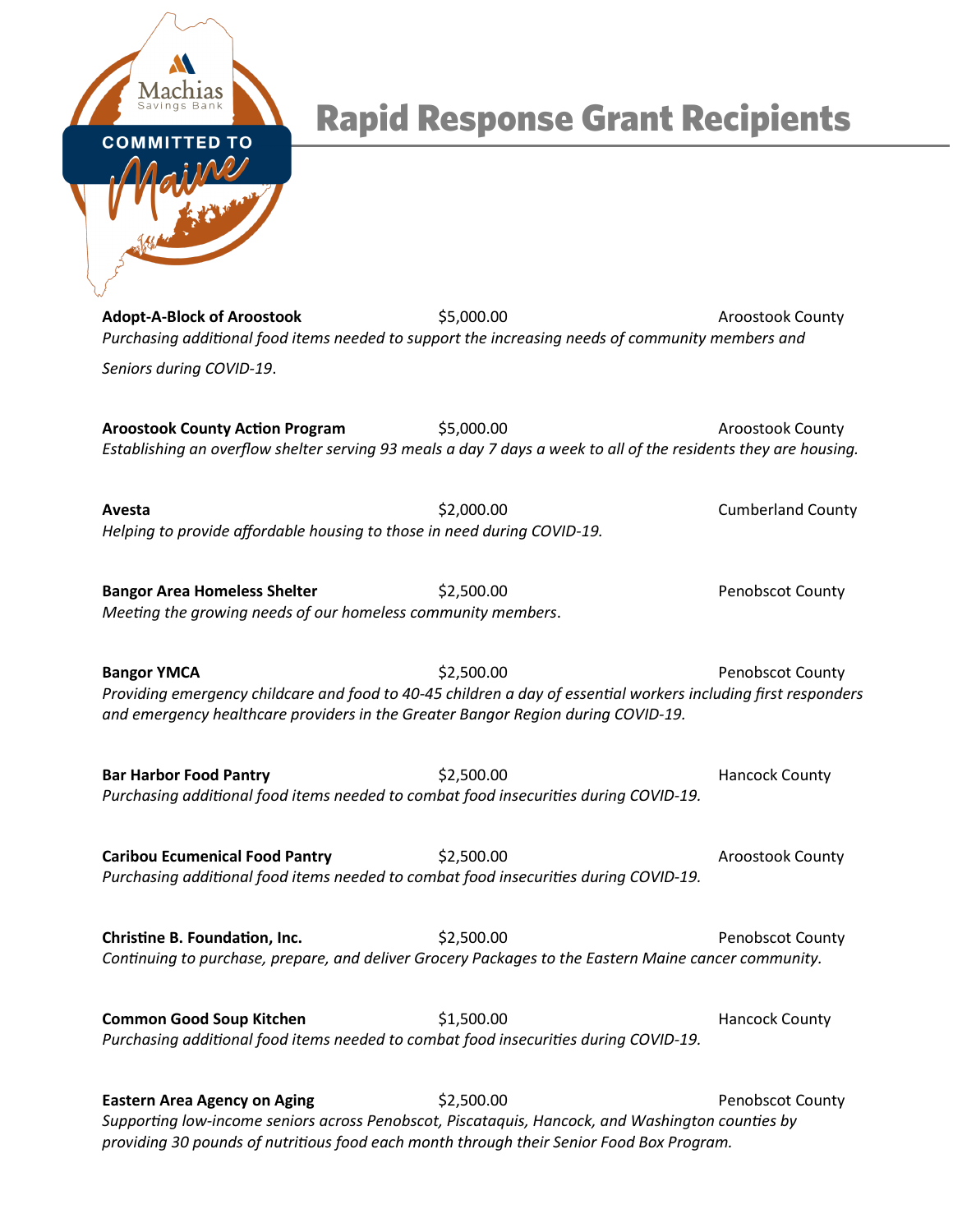# Rapid Response Grant Recipients

**Adopt-A-Block of Aroostook** $5,000.00 Aroostook County
*Purchasing additional food items needed to support the increasing needs of community members and Seniors during COVID-19*.

**Aroostook County Action Program** $5,000.00 Aroostook County
*Establishing an overflow shelter serving 93 meals a day 7 days a week to all of the residents they are housing.*

**Avesta** $2,000.00 Cumberland County
*Helping to provide affordable housing to those in need during COVID-19.*

**Bangor Area Homeless Shelter** $2,500.00 Penobscot County
*Meeting the growing needs of our homeless community members*.

**Bangor YMCA** $2,500.00 Penobscot County
*Providing emergency childcare and food to 40-45 children a day of essential workers including first responders and emergency healthcare providers in the Greater Bangor Region during COVID-19.*

**Bar Harbor Food Pantry** $2,500.00 Hancock County
*Purchasing additional food items needed to combat food insecurities during COVID-19.*

**Caribou Ecumenical Food Pantry** $2,500.00 Aroostook County
*Purchasing additional food items needed to combat food insecurities during COVID-19.*

**Christine B. Foundation, Inc.** $2,500.00 Penobscot County
*Continuing to purchase, prepare, and deliver Grocery Packages to the Eastern Maine cancer community.*

**Common Good Soup Kitchen** $1,500.00 Hancock County
*Purchasing additional food items needed to combat food insecurities during COVID-19.*

**Eastern Area Agency on Aging** $2,500.00 Penobscot County
*Supporting low-income seniors across Penobscot, Piscataquis, Hancock, and Washington counties by providing 30 pounds of nutritious food each month through their Senior Food Box Program.*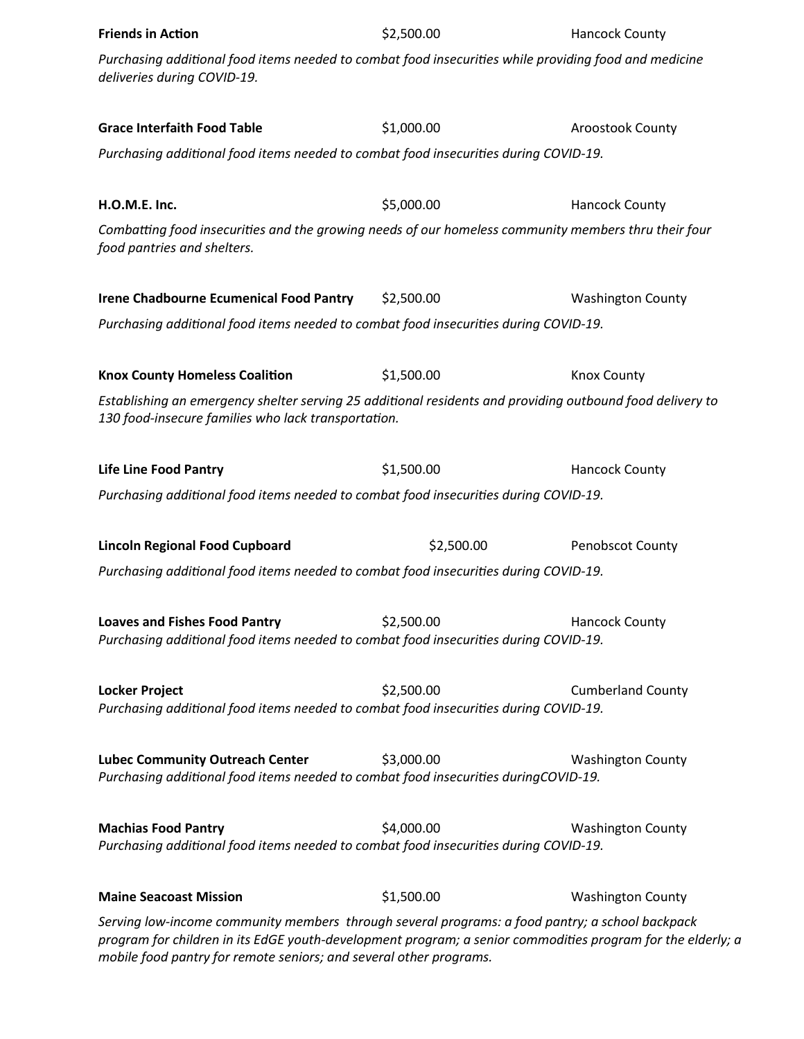**Friends in Action** $2,500.00 Hancock County

*Purchasing additional food items needed to combat food insecurities while providing food and medicine deliveries during COVID-19.*

**Grace Interfaith Food Table** $1,000.00 Aroostook County

*Purchasing additional food items needed to combat food insecurities during COVID-19.*

**H.O.M.E. Inc.** $5,000.00 Hancock County

*Combatting food insecurities and the growing needs of our homeless community members thru their four food pantries and shelters.*

**Irene Chadbourne Ecumenical Food Pantry** $2,500.00 Washington County

*Purchasing additional food items needed to combat food insecurities during COVID-19.*

**Knox County Homeless Coalition** $1,500.00 Knox County

*Establishing an emergency shelter serving 25 additional residents and providing outbound food delivery to 130 food-insecure families who lack transportation.*

**Life Line Food Pantry** $1,500.00 Hancock County

*Purchasing additional food items needed to combat food insecurities during COVID-19.*

**Lincoln Regional Food Cupboard** $2,500.00 Penobscot County

*Purchasing additional food items needed to combat food insecurities during COVID-19.*

**Loaves and Fishes Food Pantry** $2,500.00 Hancock County

*Purchasing additional food items needed to combat food insecurities during COVID-19.*

**Locker Project** $2,500.00 Cumberland County

*Purchasing additional food items needed to combat food insecurities during COVID-19.*

**Lubec Community Outreach Center** $3,000.00 Washington County

*Purchasing additional food items needed to combat food insecurities duringCOVID-19.*

**Machias Food Pantry** $4,000.00 Washington County

*Purchasing additional food items needed to combat food insecurities during COVID-19.*

**Maine Seacoast Mission** $1,500.00 Washington County

*Serving low-income community members through several programs: a food pantry; a school backpack program for children in its EdGE youth-development program; a senior commodities program for the elderly; a mobile food pantry for remote seniors; and several other programs.*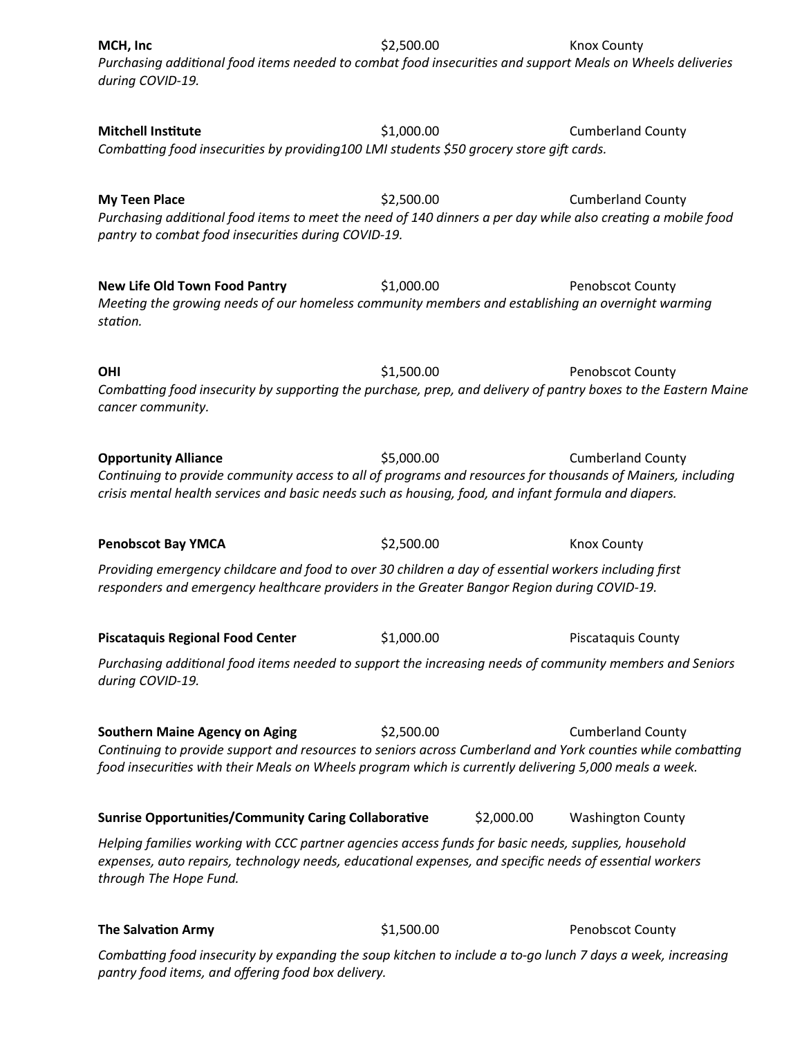**MCH, Inc** $2,500.00 Knox County

*Purchasing additional food items needed to combat food insecurities and support Meals on Wheels deliveries during COVID-19.*

**Mitchell Institute** $1,000.00 Cumberland County

*Combatting food insecurities by providing100 LMI students $50 grocery store gift cards.*

**My Teen Place** $2,500.00 Cumberland County

*Purchasing additional food items to meet the need of 140 dinners a per day while also creating a mobile food pantry to combat food insecurities during COVID-19.*

**New Life Old Town Food Pantry** $1,000.00 Penobscot County

*Meeting the growing needs of our homeless community members and establishing an overnight warming station.*

**OHI** $1,500.00 Penobscot County

*Combatting food insecurity by supporting the purchase, prep, and delivery of pantry boxes to the Eastern Maine cancer community.*

**Opportunity Alliance** $5,000.00 Cumberland County

*Continuing to provide community access to all of programs and resources for thousands of Mainers, including crisis mental health services and basic needs such as housing, food, and infant formula and diapers.*

**Penobscot Bay YMCA** $2,500.00 Knox County

*Providing emergency childcare and food to over 30 children a day of essential workers including first responders and emergency healthcare providers in the Greater Bangor Region during COVID-19.*

**Piscataquis Regional Food Center** $1,000.00 Piscataquis County

*Purchasing additional food items needed to support the increasing needs of community members and Seniors during COVID-19.*

**Southern Maine Agency on Aging** $2,500.00 Cumberland County

*Continuing to provide support and resources to seniors across Cumberland and York counties while combatting food insecurities with their Meals on Wheels program which is currently delivering 5,000 meals a week.*

**Sunrise Opportunities/Community Caring Collaborative** $2,000.00 Washington County

*Helping families working with CCC partner agencies access funds for basic needs, supplies, household expenses, auto repairs, technology needs, educational expenses, and specific needs of essential workers through The Hope Fund.*

**The Salvation Army** $1,500.00 Penobscot County

*Combatting food insecurity by expanding the soup kitchen to include a to-go lunch 7 days a week, increasing pantry food items, and offering food box delivery.*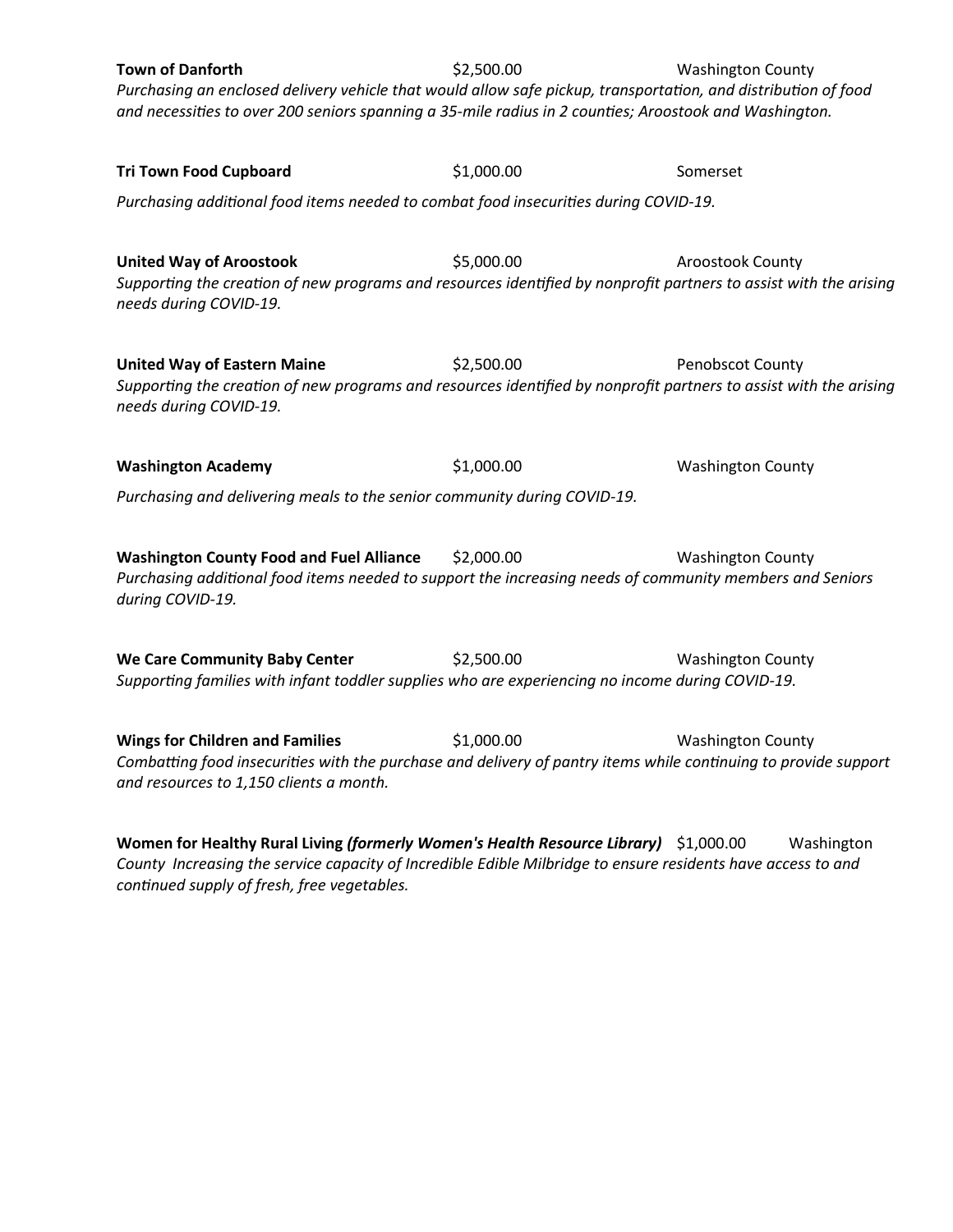**Town of Danforth** $2,500.00 Washington County

*Purchasing an enclosed delivery vehicle that would allow safe pickup, transportation, and distribution of food and necessities to over 200 seniors spanning a 35-mile radius in 2 counties; Aroostook and Washington.*

**Tri Town Food Cupboard** $1,000.00 Somerset

*Purchasing additional food items needed to combat food insecurities during COVID-19.*

**United Way of Aroostook** $5,000.00 Aroostook County

*Supporting the creation of new programs and resources identified by nonprofit partners to assist with the arising needs during COVID-19.*

**United Way of Eastern Maine** $2,500.00 Penobscot County

*Supporting the creation of new programs and resources identified by nonprofit partners to assist with the arising needs during COVID-19.*

**Washington Academy** $1,000.00 Washington County

*Purchasing and delivering meals to the senior community during COVID-19.*

**Washington County Food and Fuel Alliance** $2,000.00 Washington County

*Purchasing additional food items needed to support the increasing needs of community members and Seniors during COVID-19.*

**We Care Community Baby Center** $2,500.00 Washington County

*Supporting families with infant toddler supplies who are experiencing no income during COVID-19.*

**Wings for Children and Families** $1,000.00 Washington County

*Combatting food insecurities with the purchase and delivery of pantry items while continuing to provide support and resources to 1,150 clients a month.*

**Women for Healthy Rural Living *(formerly Women's Health Resource Library)*** $1,000.00 Washington County

*Increasing the service capacity of Incredible Edible Milbridge to ensure residents have access to and continued supply of fresh, free vegetables.*